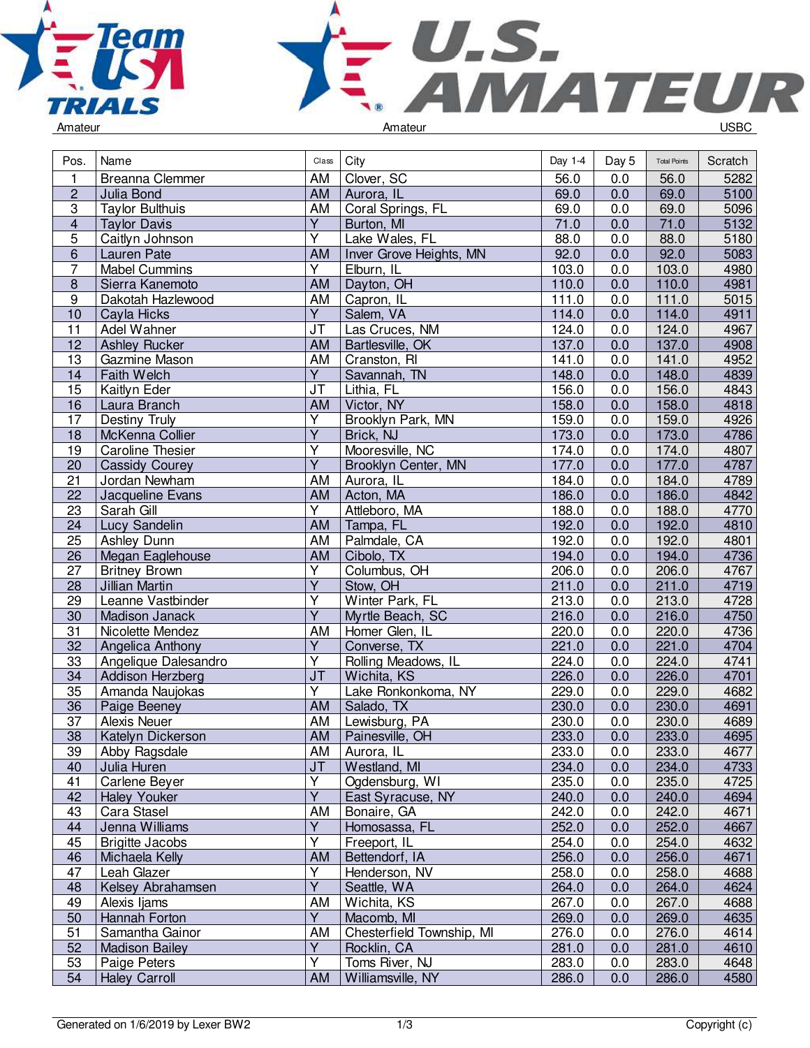Amateur | Amateur | USBC

| Pos. | Name | Class | City | Day 1-4 | Day 5 | Total Points | Scratch |
|---|---|---|---|---|---|---|---|
| 1 | Breanna Clemmer | AM | Clover, SC | 56.0 | 0.0 | 56.0 | 5282 |
| 2 | Julia Bond | AM | Aurora, IL | 69.0 | 0.0 | 69.0 | 5100 |
| 3 | Taylor Bulthuis | AM | Coral Springs, FL | 69.0 | 0.0 | 69.0 | 5096 |
| 4 | Taylor Davis | Y | Burton, MI | 71.0 | 0.0 | 71.0 | 5132 |
| 5 | Caitlyn Johnson | Y | Lake Wales, FL | 88.0 | 0.0 | 88.0 | 5180 |
| 6 | Lauren Pate | AM | Inver Grove Heights, MN | 92.0 | 0.0 | 92.0 | 5083 |
| 7 | Mabel Cummins | Y | Elburn, IL | 103.0 | 0.0 | 103.0 | 4980 |
| 8 | Sierra Kanemoto | AM | Dayton, OH | 110.0 | 0.0 | 110.0 | 4981 |
| 9 | Dakotah Hazlewood | AM | Capron, IL | 111.0 | 0.0 | 111.0 | 5015 |
| 10 | Cayla Hicks | Y | Salem, VA | 114.0 | 0.0 | 114.0 | 4911 |
| 11 | Adel Wahner | JT | Las Cruces, NM | 124.0 | 0.0 | 124.0 | 4967 |
| 12 | Ashley Rucker | AM | Bartlesville, OK | 137.0 | 0.0 | 137.0 | 4908 |
| 13 | Gazmine Mason | AM | Cranston, RI | 141.0 | 0.0 | 141.0 | 4952 |
| 14 | Faith Welch | Y | Savannah, TN | 148.0 | 0.0 | 148.0 | 4839 |
| 15 | Kaitlyn Eder | JT | Lithia, FL | 156.0 | 0.0 | 156.0 | 4843 |
| 16 | Laura Branch | AM | Victor, NY | 158.0 | 0.0 | 158.0 | 4818 |
| 17 | Destiny Truly | Y | Brooklyn Park, MN | 159.0 | 0.0 | 159.0 | 4926 |
| 18 | McKenna Collier | Y | Brick, NJ | 173.0 | 0.0 | 173.0 | 4786 |
| 19 | Caroline Thesier | Y | Mooresville, NC | 174.0 | 0.0 | 174.0 | 4807 |
| 20 | Cassidy Courey | Y | Brooklyn Center, MN | 177.0 | 0.0 | 177.0 | 4787 |
| 21 | Jordan Newham | AM | Aurora, IL | 184.0 | 0.0 | 184.0 | 4789 |
| 22 | Jacqueline Evans | AM | Acton, MA | 186.0 | 0.0 | 186.0 | 4842 |
| 23 | Sarah Gill | Y | Attleboro, MA | 188.0 | 0.0 | 188.0 | 4770 |
| 24 | Lucy Sandelin | AM | Tampa, FL | 192.0 | 0.0 | 192.0 | 4810 |
| 25 | Ashley Dunn | AM | Palmdale, CA | 192.0 | 0.0 | 192.0 | 4801 |
| 26 | Megan Eaglehouse | AM | Cibolo, TX | 194.0 | 0.0 | 194.0 | 4736 |
| 27 | Britney Brown | Y | Columbus, OH | 206.0 | 0.0 | 206.0 | 4767 |
| 28 | Jillian Martin | Y | Stow, OH | 211.0 | 0.0 | 211.0 | 4719 |
| 29 | Leanne Vastbinder | Y | Winter Park, FL | 213.0 | 0.0 | 213.0 | 4728 |
| 30 | Madison Janack | Y | Myrtle Beach, SC | 216.0 | 0.0 | 216.0 | 4750 |
| 31 | Nicolette Mendez | AM | Homer Glen, IL | 220.0 | 0.0 | 220.0 | 4736 |
| 32 | Angelica Anthony | Y | Converse, TX | 221.0 | 0.0 | 221.0 | 4704 |
| 33 | Angelique Dalesandro | Y | Rolling Meadows, IL | 224.0 | 0.0 | 224.0 | 4741 |
| 34 | Addison Herzberg | JT | Wichita, KS | 226.0 | 0.0 | 226.0 | 4701 |
| 35 | Amanda Naujokas | Y | Lake Ronkonkoma, NY | 229.0 | 0.0 | 229.0 | 4682 |
| 36 | Paige Beeney | AM | Salado, TX | 230.0 | 0.0 | 230.0 | 4691 |
| 37 | Alexis Neuer | AM | Lewisburg, PA | 230.0 | 0.0 | 230.0 | 4689 |
| 38 | Katelyn Dickerson | AM | Painesville, OH | 233.0 | 0.0 | 233.0 | 4695 |
| 39 | Abby Ragsdale | AM | Aurora, IL | 233.0 | 0.0 | 233.0 | 4677 |
| 40 | Julia Huren | JT | Westland, MI | 234.0 | 0.0 | 234.0 | 4733 |
| 41 | Carlene Beyer | Y | Ogdensburg, WI | 235.0 | 0.0 | 235.0 | 4725 |
| 42 | Haley Youker | Y | East Syracuse, NY | 240.0 | 0.0 | 240.0 | 4694 |
| 43 | Cara Stasel | AM | Bonaire, GA | 242.0 | 0.0 | 242.0 | 4671 |
| 44 | Jenna Williams | Y | Homosassa, FL | 252.0 | 0.0 | 252.0 | 4667 |
| 45 | Brigitte Jacobs | Y | Freeport, IL | 254.0 | 0.0 | 254.0 | 4632 |
| 46 | Michaela Kelly | AM | Bettendorf, IA | 256.0 | 0.0 | 256.0 | 4671 |
| 47 | Leah Glazer | Y | Henderson, NV | 258.0 | 0.0 | 258.0 | 4688 |
| 48 | Kelsey Abrahamsen | Y | Seattle, WA | 264.0 | 0.0 | 264.0 | 4624 |
| 49 | Alexis Ijams | AM | Wichita, KS | 267.0 | 0.0 | 267.0 | 4688 |
| 50 | Hannah Forton | Y | Macomb, MI | 269.0 | 0.0 | 269.0 | 4635 |
| 51 | Samantha Gainor | AM | Chesterfield Township, MI | 276.0 | 0.0 | 276.0 | 4614 |
| 52 | Madison Bailey | Y | Rocklin, CA | 281.0 | 0.0 | 281.0 | 4610 |
| 53 | Paige Peters | Y | Toms River, NJ | 283.0 | 0.0 | 283.0 | 4648 |
| 54 | Haley Carroll | AM | Williamsville, NY | 286.0 | 0.0 | 286.0 | 4580 |

Generated on 1/6/2019 by Lexer BW2 | Copyright (c)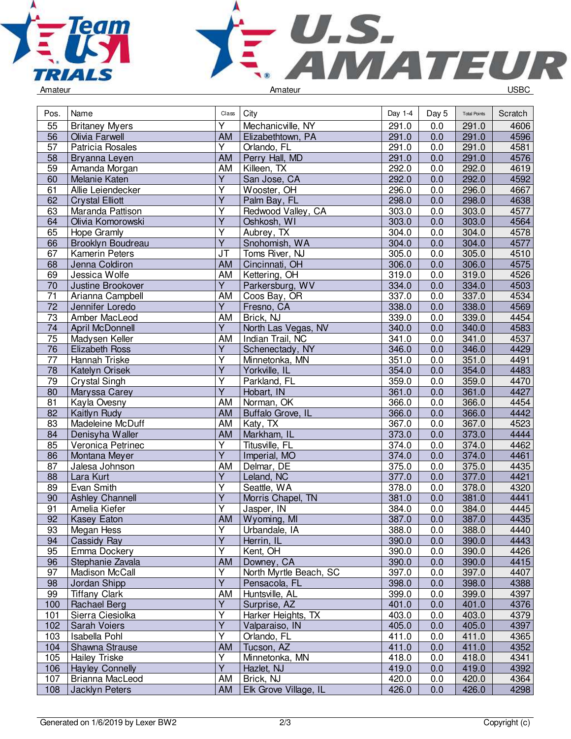Amateur | Amateur | USBC

| Pos. | Name | Class | City | Day 1-4 | Day 5 | Total Points | Scratch |
|---|---|---|---|---|---|---|---|
| 55 | Britaney Myers | Y | Mechanicville, NY | 291.0 | 0.0 | 291.0 | 4606 |
| 56 | Olivia Farwell | AM | Elizabethtown, PA | 291.0 | 0.0 | 291.0 | 4596 |
| 57 | Patricia Rosales | Y | Orlando, FL | 291.0 | 0.0 | 291.0 | 4581 |
| 58 | Bryanna Leyen | AM | Perry Hall, MD | 291.0 | 0.0 | 291.0 | 4576 |
| 59 | Amanda Morgan | AM | Killeen, TX | 292.0 | 0.0 | 292.0 | 4619 |
| 60 | Melanie Katen | Y | San Jose, CA | 292.0 | 0.0 | 292.0 | 4592 |
| 61 | Allie Leiendecker | Y | Wooster, OH | 296.0 | 0.0 | 296.0 | 4667 |
| 62 | Crystal Elliott | Y | Palm Bay, FL | 298.0 | 0.0 | 298.0 | 4638 |
| 63 | Maranda Pattison | Y | Redwood Valley, CA | 303.0 | 0.0 | 303.0 | 4577 |
| 64 | Olivia Komorowski | Y | Oshkosh, WI | 303.0 | 0.0 | 303.0 | 4564 |
| 65 | Hope Gramly | Y | Aubrey, TX | 304.0 | 0.0 | 304.0 | 4578 |
| 66 | Brooklyn Boudreau | Y | Snohomish, WA | 304.0 | 0.0 | 304.0 | 4577 |
| 67 | Kamerin Peters | JT | Toms River, NJ | 305.0 | 0.0 | 305.0 | 4510 |
| 68 | Jenna Coldiron | AM | Cincinnati, OH | 306.0 | 0.0 | 306.0 | 4575 |
| 69 | Jessica Wolfe | AM | Kettering, OH | 319.0 | 0.0 | 319.0 | 4526 |
| 70 | Justine Brookover | Y | Parkersburg, WV | 334.0 | 0.0 | 334.0 | 4503 |
| 71 | Arianna Campbell | AM | Coos Bay, OR | 337.0 | 0.0 | 337.0 | 4534 |
| 72 | Jennifer Loredo | Y | Fresno, CA | 338.0 | 0.0 | 338.0 | 4569 |
| 73 | Amber MacLeod | AM | Brick, NJ | 339.0 | 0.0 | 339.0 | 4454 |
| 74 | April McDonnell | Y | North Las Vegas, NV | 340.0 | 0.0 | 340.0 | 4583 |
| 75 | Madysen Keller | AM | Indian Trail, NC | 341.0 | 0.0 | 341.0 | 4537 |
| 76 | Elizabeth Ross | Y | Schenectady, NY | 346.0 | 0.0 | 346.0 | 4429 |
| 77 | Hannah Triske | Y | Minnetonka, MN | 351.0 | 0.0 | 351.0 | 4491 |
| 78 | Katelyn Orisek | Y | Yorkville, IL | 354.0 | 0.0 | 354.0 | 4483 |
| 79 | Crystal Singh | Y | Parkland, FL | 359.0 | 0.0 | 359.0 | 4470 |
| 80 | Maryssa Carey | Y | Hobart, IN | 361.0 | 0.0 | 361.0 | 4427 |
| 81 | Kayla Ovesny | AM | Norman, OK | 366.0 | 0.0 | 366.0 | 4454 |
| 82 | Kaitlyn Rudy | AM | Buffalo Grove, IL | 366.0 | 0.0 | 366.0 | 4442 |
| 83 | Madeleine McDuff | AM | Katy, TX | 367.0 | 0.0 | 367.0 | 4523 |
| 84 | Denisyha Waller | AM | Markham, IL | 373.0 | 0.0 | 373.0 | 4444 |
| 85 | Veronica Petrinec | Y | Titusville, FL | 374.0 | 0.0 | 374.0 | 4462 |
| 86 | Montana Meyer | Y | Imperial, MO | 374.0 | 0.0 | 374.0 | 4461 |
| 87 | Jalesa Johnson | AM | Delmar, DE | 375.0 | 0.0 | 375.0 | 4435 |
| 88 | Lara Kurt | Y | Leland, NC | 377.0 | 0.0 | 377.0 | 4421 |
| 89 | Evan Smith | Y | Seattle, WA | 378.0 | 0.0 | 378.0 | 4320 |
| 90 | Ashley Channell | Y | Morris Chapel, TN | 381.0 | 0.0 | 381.0 | 4441 |
| 91 | Amelia Kiefer | Y | Jasper, IN | 384.0 | 0.0 | 384.0 | 4445 |
| 92 | Kasey Eaton | AM | Wyoming, MI | 387.0 | 0.0 | 387.0 | 4435 |
| 93 | Megan Hess | Y | Urbandale, IA | 388.0 | 0.0 | 388.0 | 4440 |
| 94 | Cassidy Ray | Y | Herrin, IL | 390.0 | 0.0 | 390.0 | 4443 |
| 95 | Emma Dockery | Y | Kent, OH | 390.0 | 0.0 | 390.0 | 4426 |
| 96 | Stephanie Zavala | AM | Downey, CA | 390.0 | 0.0 | 390.0 | 4415 |
| 97 | Madison McCall | Y | North Myrtle Beach, SC | 397.0 | 0.0 | 397.0 | 4407 |
| 98 | Jordan Shipp | Y | Pensacola, FL | 398.0 | 0.0 | 398.0 | 4388 |
| 99 | Tiffany Clark | AM | Huntsville, AL | 399.0 | 0.0 | 399.0 | 4397 |
| 100 | Rachael Berg | Y | Surprise, AZ | 401.0 | 0.0 | 401.0 | 4376 |
| 101 | Sierra Ciesiolka | Y | Harker Heights, TX | 403.0 | 0.0 | 403.0 | 4379 |
| 102 | Sarah Voiers | Y | Valparaiso, IN | 405.0 | 0.0 | 405.0 | 4397 |
| 103 | Isabella Pohl | Y | Orlando, FL | 411.0 | 0.0 | 411.0 | 4365 |
| 104 | Shawna Strause | AM | Tucson, AZ | 411.0 | 0.0 | 411.0 | 4352 |
| 105 | Hailey Triske | Y | Minnetonka, MN | 418.0 | 0.0 | 418.0 | 4341 |
| 106 | Hayley Connelly | Y | Hazlet, NJ | 419.0 | 0.0 | 419.0 | 4392 |
| 107 | Brianna MacLeod | AM | Brick, NJ | 420.0 | 0.0 | 420.0 | 4364 |
| 108 | Jacklyn Peters | AM | Elk Grove Village, IL | 426.0 | 0.0 | 426.0 | 4298 |

Generated on 1/6/2019 by Lexer BW2 | Copyright (c)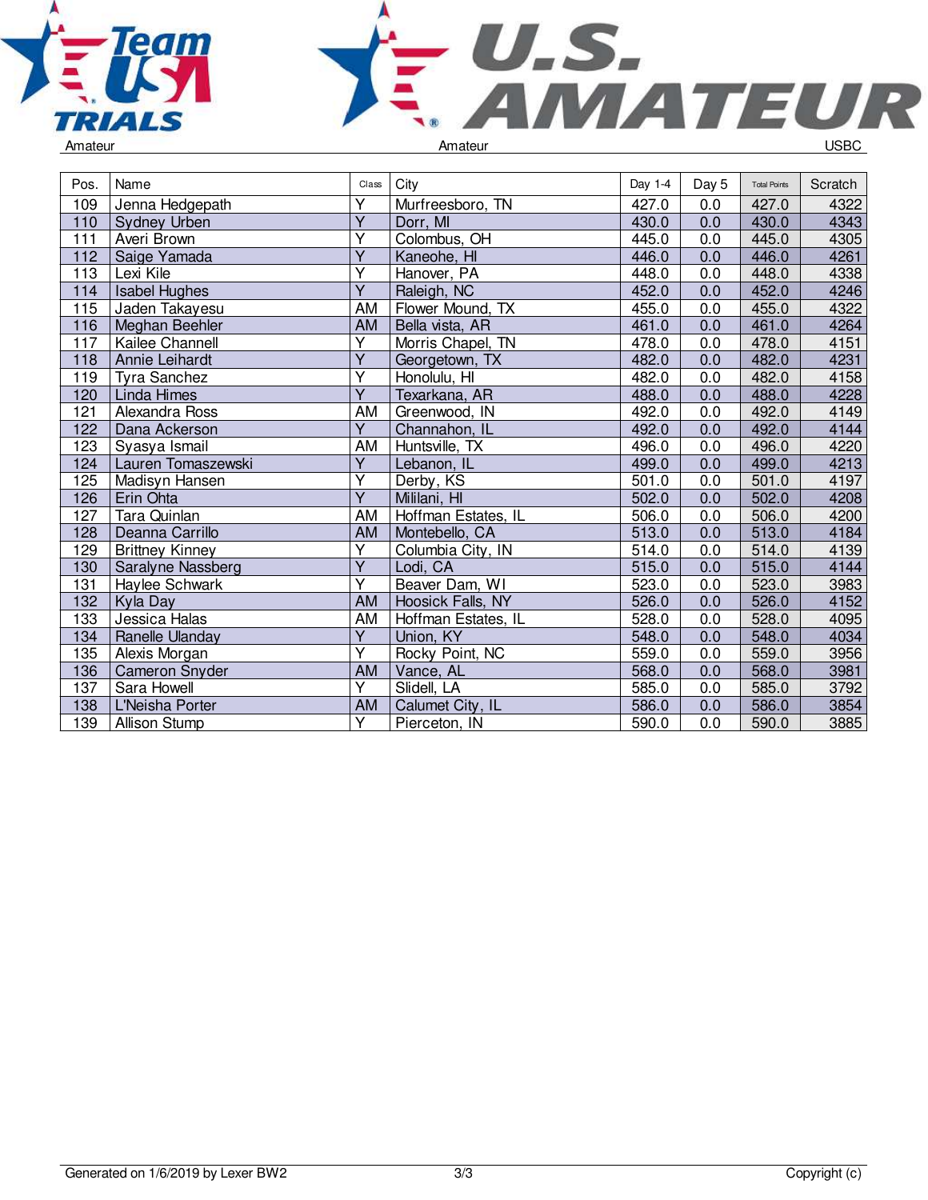| Pos. | Name | Class | City | Day 1-4 | Day 5 | Total Points | Scratch |
|---|---|---|---|---|---|---|---|
| 109 | Jenna Hedgepath | Y | Murfreesboro, TN | 427.0 | 0.0 | 427.0 | 4322 |
| 110 | Sydney Urben | Y | Dorr, MI | 430.0 | 0.0 | 430.0 | 4343 |
| 111 | Averi Brown | Y | Colombus, OH | 445.0 | 0.0 | 445.0 | 4305 |
| 112 | Saige Yamada | Y | Kaneohe, HI | 446.0 | 0.0 | 446.0 | 4261 |
| 113 | Lexi Kile | Y | Hanover, PA | 448.0 | 0.0 | 448.0 | 4338 |
| 114 | Isabel Hughes | Y | Raleigh, NC | 452.0 | 0.0 | 452.0 | 4246 |
| 115 | Jaden Takayesu | AM | Flower Mound, TX | 455.0 | 0.0 | 455.0 | 4322 |
| 116 | Meghan Beehler | AM | Bella vista, AR | 461.0 | 0.0 | 461.0 | 4264 |
| 117 | Kailee Channell | Y | Morris Chapel, TN | 478.0 | 0.0 | 478.0 | 4151 |
| 118 | Annie Leihardt | Y | Georgetown, TX | 482.0 | 0.0 | 482.0 | 4231 |
| 119 | Tyra Sanchez | Y | Honolulu, HI | 482.0 | 0.0 | 482.0 | 4158 |
| 120 | Linda Himes | Y | Texarkana, AR | 488.0 | 0.0 | 488.0 | 4228 |
| 121 | Alexandra Ross | AM | Greenwood, IN | 492.0 | 0.0 | 492.0 | 4149 |
| 122 | Dana Ackerson | Y | Channahon, IL | 492.0 | 0.0 | 492.0 | 4144 |
| 123 | Syasya Ismail | AM | Huntsville, TX | 496.0 | 0.0 | 496.0 | 4220 |
| 124 | Lauren Tomaszewski | Y | Lebanon, IL | 499.0 | 0.0 | 499.0 | 4213 |
| 125 | Madisyn Hansen | Y | Derby, KS | 501.0 | 0.0 | 501.0 | 4197 |
| 126 | Erin Ohta | Y | Mililani, HI | 502.0 | 0.0 | 502.0 | 4208 |
| 127 | Tara Quinlan | AM | Hoffman Estates, IL | 506.0 | 0.0 | 506.0 | 4200 |
| 128 | Deanna Carrillo | AM | Montebello, CA | 513.0 | 0.0 | 513.0 | 4184 |
| 129 | Brittney Kinney | Y | Columbia City, IN | 514.0 | 0.0 | 514.0 | 4139 |
| 130 | Saralyne Nassberg | Y | Lodi, CA | 515.0 | 0.0 | 515.0 | 4144 |
| 131 | Haylee Schwark | Y | Beaver Dam, WI | 523.0 | 0.0 | 523.0 | 3983 |
| 132 | Kyla Day | AM | Hoosick Falls, NY | 526.0 | 0.0 | 526.0 | 4152 |
| 133 | Jessica Halas | AM | Hoffman Estates, IL | 528.0 | 0.0 | 528.0 | 4095 |
| 134 | Ranelle Ulanday | Y | Union, KY | 548.0 | 0.0 | 548.0 | 4034 |
| 135 | Alexis Morgan | Y | Rocky Point, NC | 559.0 | 0.0 | 559.0 | 3956 |
| 136 | Cameron Snyder | AM | Vance, AL | 568.0 | 0.0 | 568.0 | 3981 |
| 137 | Sara Howell | Y | Slidell, LA | 585.0 | 0.0 | 585.0 | 3792 |
| 138 | L'Neisha Porter | AM | Calumet City, IL | 586.0 | 0.0 | 586.0 | 3854 |
| 139 | Allison Stump | Y | Pierceton, IN | 590.0 | 0.0 | 590.0 | 3885 |

Generated on 1/6/2019 by Lexer BW2

Copyright (c)